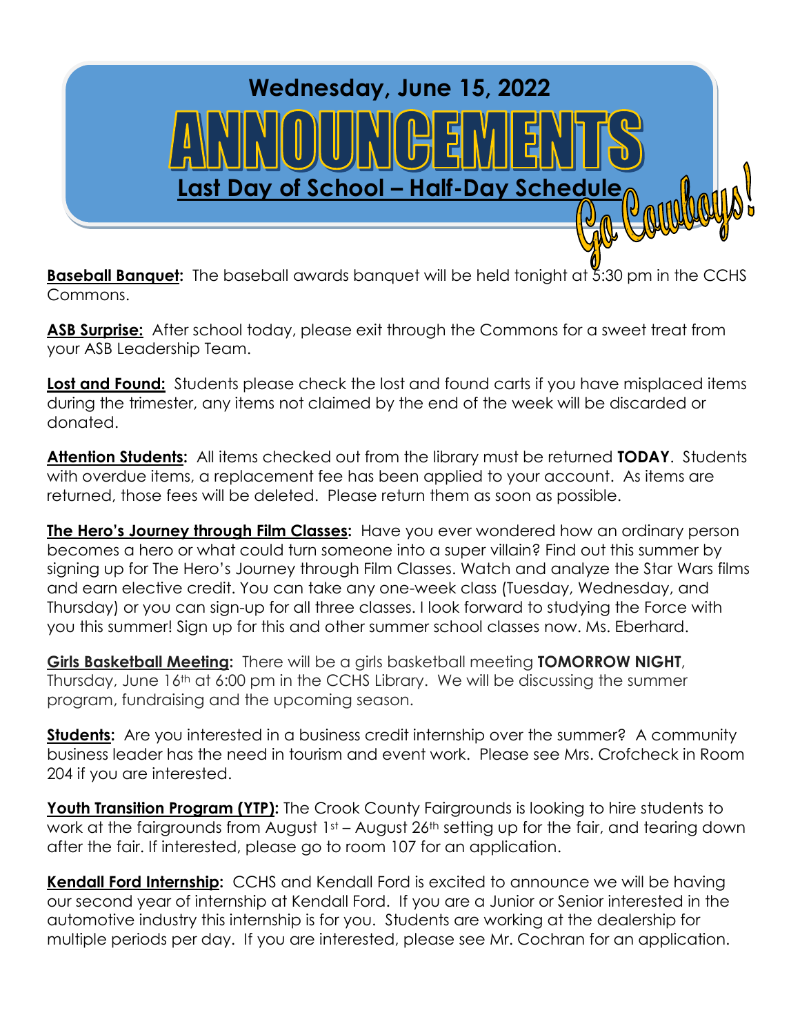# Wednesday, June 15, 2022

# ANNOUNCEMENTS

## Last Day of School – Half-Day Schedule

Go Cowboys!

**Baseball Banquet:** The baseball awards banquet will be held tonight at 5:30 pm in the CCHS Commons.

**ASB Surprise:** After school today, please exit through the Commons for a sweet treat from your ASB Leadership Team.

**Lost and Found:** Students please check the lost and found carts if you have misplaced items during the trimester, any items not claimed by the end of the week will be discarded or donated.

**Attention Students:** All items checked out from the library must be returned **TODAY**. Students with overdue items, a replacement fee has been applied to your account. As items are returned, those fees will be deleted. Please return them as soon as possible.

**The Hero's Journey through Film Classes:** Have you ever wondered how an ordinary person becomes a hero or what could turn someone into a super villain? Find out this summer by signing up for The Hero's Journey through Film Classes. Watch and analyze the Star Wars films and earn elective credit. You can take any one-week class (Tuesday, Wednesday, and Thursday) or you can sign-up for all three classes. I look forward to studying the Force with you this summer! Sign up for this and other summer school classes now. Ms. Eberhard.

**Girls Basketball Meeting:** There will be a girls basketball meeting **TOMORROW NIGHT**, Thursday, June 16th at 6:00 pm in the CCHS Library. We will be discussing the summer program, fundraising and the upcoming season.

**Students:** Are you interested in a business credit internship over the summer? A community business leader has the need in tourism and event work. Please see Mrs. Crofcheck in Room 204 if you are interested.

**Youth Transition Program (YTP):** The Crook County Fairgrounds is looking to hire students to work at the fairgrounds from August 1st – August 26th setting up for the fair, and tearing down after the fair. If interested, please go to room 107 for an application.

**Kendall Ford Internship:** CCHS and Kendall Ford is excited to announce we will be having our second year of internship at Kendall Ford. If you are a Junior or Senior interested in the automotive industry this internship is for you. Students are working at the dealership for multiple periods per day. If you are interested, please see Mr. Cochran for an application.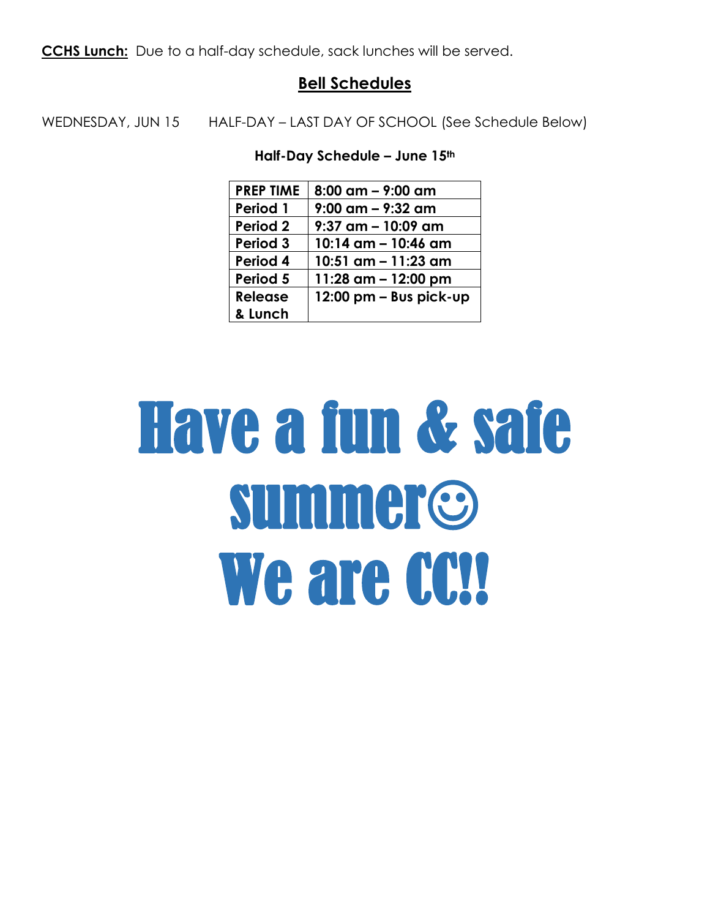**CCHS Lunch:** Due to a half-day schedule, sack lunches will be served.

## Bell Schedules

WEDNESDAY, JUN 15 HALF-DAY – LAST DAY OF SCHOOL (See Schedule Below)

**Half-Day Schedule – June 15th**

| | |
|---|---|
| **PREP TIME** | **8:00 am – 9:00 am** |
| **Period 1** | **9:00 am – 9:32 am** |
| **Period 2** | **9:37 am – 10:09 am** |
| **Period 3** | **10:14 am – 10:46 am** |
| **Period 4** | **10:51 am – 11:23 am** |
| **Period 5** | **11:28 am – 12:00 pm** |
| **Release & Lunch** | **12:00 pm – Bus pick-up** |

# Have a fun & safe summer☺ We are CC!!